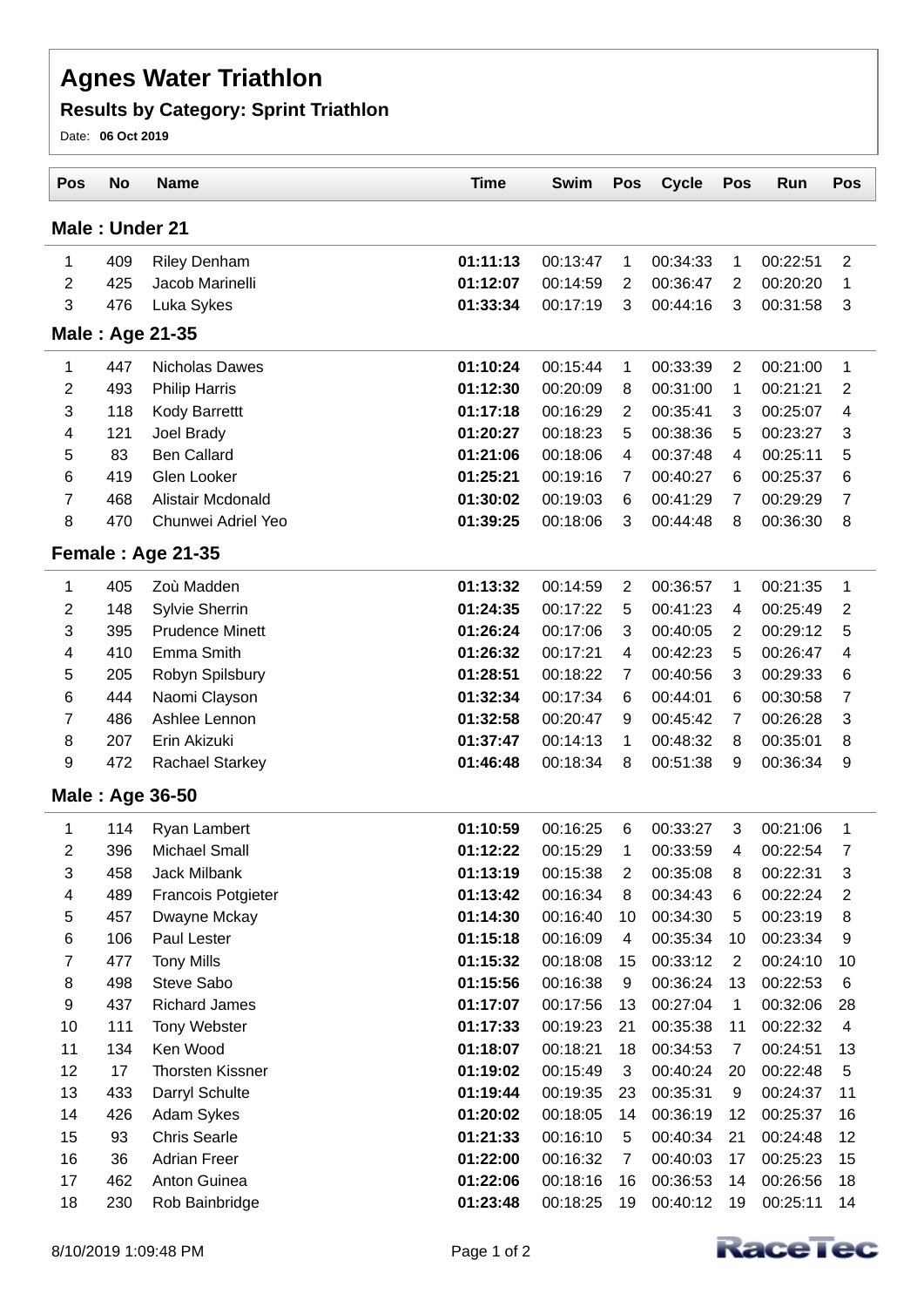# Agnes Water Triathlon

## Results by Category: Sprint Triathlon

Date: **06 Oct 2019**

| Pos | No | Name | Time | Swim | Pos | Cycle | Pos | Run | Pos |
|---|---|---|---|---|---|---|---|---|---|
| **Male : Under 21** | | | | | | | | | |
| 1 | 409 | Riley Denham | **01:11:13** | 00:13:47 | 1 | 00:34:33 | 1 | 00:22:51 | 2 |
| 2 | 425 | Jacob Marinelli | **01:12:07** | 00:14:59 | 2 | 00:36:47 | 2 | 00:20:20 | 1 |
| 3 | 476 | Luka Sykes | **01:33:34** | 00:17:19 | 3 | 00:44:16 | 3 | 00:31:58 | 3 |
| **Male : Age 21-35** | | | | | | | | | |
| 1 | 447 | Nicholas Dawes | **01:10:24** | 00:15:44 | 1 | 00:33:39 | 2 | 00:21:00 | 1 |
| 2 | 493 | Philip Harris | **01:12:30** | 00:20:09 | 8 | 00:31:00 | 1 | 00:21:21 | 2 |
| 3 | 118 | Kody Barrettt | **01:17:18** | 00:16:29 | 2 | 00:35:41 | 3 | 00:25:07 | 4 |
| 4 | 121 | Joel Brady | **01:20:27** | 00:18:23 | 5 | 00:38:36 | 5 | 00:23:27 | 3 |
| 5 | 83 | Ben Callard | **01:21:06** | 00:18:06 | 4 | 00:37:48 | 4 | 00:25:11 | 5 |
| 6 | 419 | Glen Looker | **01:25:21** | 00:19:16 | 7 | 00:40:27 | 6 | 00:25:37 | 6 |
| 7 | 468 | Alistair Mcdonald | **01:30:02** | 00:19:03 | 6 | 00:41:29 | 7 | 00:29:29 | 7 |
| 8 | 470 | Chunwei Adriel Yeo | **01:39:25** | 00:18:06 | 3 | 00:44:48 | 8 | 00:36:30 | 8 |
| **Female : Age 21-35** | | | | | | | | | |
| 1 | 405 | Zoù Madden | **01:13:32** | 00:14:59 | 2 | 00:36:57 | 1 | 00:21:35 | 1 |
| 2 | 148 | Sylvie Sherrin | **01:24:35** | 00:17:22 | 5 | 00:41:23 | 4 | 00:25:49 | 2 |
| 3 | 395 | Prudence Minett | **01:26:24** | 00:17:06 | 3 | 00:40:05 | 2 | 00:29:12 | 5 |
| 4 | 410 | Emma Smith | **01:26:32** | 00:17:21 | 4 | 00:42:23 | 5 | 00:26:47 | 4 |
| 5 | 205 | Robyn Spilsbury | **01:28:51** | 00:18:22 | 7 | 00:40:56 | 3 | 00:29:33 | 6 |
| 6 | 444 | Naomi Clayson | **01:32:34** | 00:17:34 | 6 | 00:44:01 | 6 | 00:30:58 | 7 |
| 7 | 486 | Ashlee Lennon | **01:32:58** | 00:20:47 | 9 | 00:45:42 | 7 | 00:26:28 | 3 |
| 8 | 207 | Erin Akizuki | **01:37:47** | 00:14:13 | 1 | 00:48:32 | 8 | 00:35:01 | 8 |
| 9 | 472 | Rachael Starkey | **01:46:48** | 00:18:34 | 8 | 00:51:38 | 9 | 00:36:34 | 9 |
| **Male : Age 36-50** | | | | | | | | | |
| 1 | 114 | Ryan Lambert | **01:10:59** | 00:16:25 | 6 | 00:33:27 | 3 | 00:21:06 | 1 |
| 2 | 396 | Michael Small | **01:12:22** | 00:15:29 | 1 | 00:33:59 | 4 | 00:22:54 | 7 |
| 3 | 458 | Jack Milbank | **01:13:19** | 00:15:38 | 2 | 00:35:08 | 8 | 00:22:31 | 3 |
| 4 | 489 | Francois Potgieter | **01:13:42** | 00:16:34 | 8 | 00:34:43 | 6 | 00:22:24 | 2 |
| 5 | 457 | Dwayne Mckay | **01:14:30** | 00:16:40 | 10 | 00:34:30 | 5 | 00:23:19 | 8 |
| 6 | 106 | Paul Lester | **01:15:18** | 00:16:09 | 4 | 00:35:34 | 10 | 00:23:34 | 9 |
| 7 | 477 | Tony Mills | **01:15:32** | 00:18:08 | 15 | 00:33:12 | 2 | 00:24:10 | 10 |
| 8 | 498 | Steve Sabo | **01:15:56** | 00:16:38 | 9 | 00:36:24 | 13 | 00:22:53 | 6 |
| 9 | 437 | Richard James | **01:17:07** | 00:17:56 | 13 | 00:27:04 | 1 | 00:32:06 | 28 |
| 10 | 111 | Tony Webster | **01:17:33** | 00:19:23 | 21 | 00:35:38 | 11 | 00:22:32 | 4 |
| 11 | 134 | Ken Wood | **01:18:07** | 00:18:21 | 18 | 00:34:53 | 7 | 00:24:51 | 13 |
| 12 | 17 | Thorsten Kissner | **01:19:02** | 00:15:49 | 3 | 00:40:24 | 20 | 00:22:48 | 5 |
| 13 | 433 | Darryl Schulte | **01:19:44** | 00:19:35 | 23 | 00:35:31 | 9 | 00:24:37 | 11 |
| 14 | 426 | Adam Sykes | **01:20:02** | 00:18:05 | 14 | 00:36:19 | 12 | 00:25:37 | 16 |
| 15 | 93 | Chris Searle | **01:21:33** | 00:16:10 | 5 | 00:40:34 | 21 | 00:24:48 | 12 |
| 16 | 36 | Adrian Freer | **01:22:00** | 00:16:32 | 7 | 00:40:03 | 17 | 00:25:23 | 15 |
| 17 | 462 | Anton Guinea | **01:22:06** | 00:18:16 | 16 | 00:36:53 | 14 | 00:26:56 | 18 |
| 18 | 230 | Rob Bainbridge | **01:23:48** | 00:18:25 | 19 | 00:40:12 | 19 | 00:25:11 | 14 |

8/10/2019 1:09:48 PM

RaceTec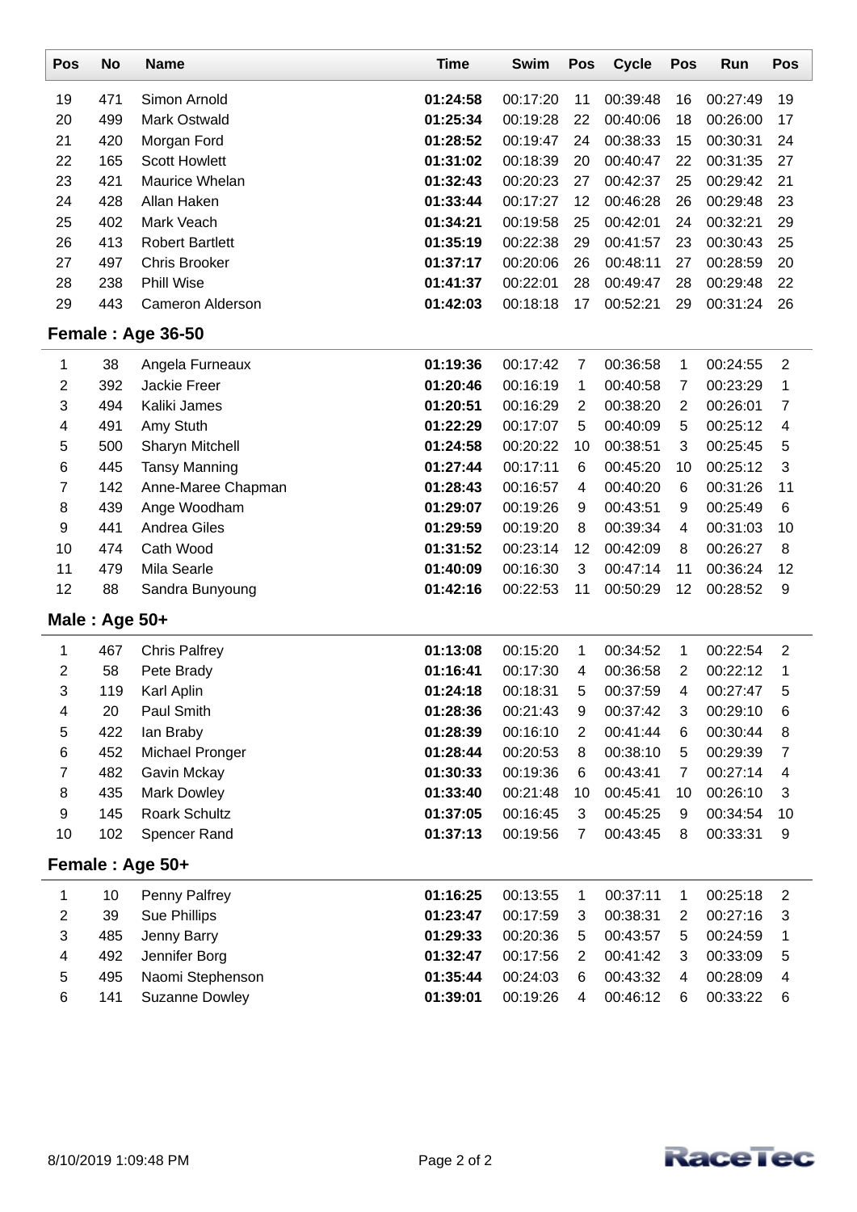| Pos | No | Name | Time | Swim | Pos | Cycle | Pos | Run | Pos |
|---|---|---|---|---|---|---|---|---|---|
| 19 | 471 | Simon Arnold | **01:24:58** | 00:17:20 | 11 | 00:39:48 | 16 | 00:27:49 | 19 |
| 20 | 499 | Mark Ostwald | **01:25:34** | 00:19:28 | 22 | 00:40:06 | 18 | 00:26:00 | 17 |
| 21 | 420 | Morgan Ford | **01:28:52** | 00:19:47 | 24 | 00:38:33 | 15 | 00:30:31 | 24 |
| 22 | 165 | Scott Howlett | **01:31:02** | 00:18:39 | 20 | 00:40:47 | 22 | 00:31:35 | 27 |
| 23 | 421 | Maurice Whelan | **01:32:43** | 00:20:23 | 27 | 00:42:37 | 25 | 00:29:42 | 21 |
| 24 | 428 | Allan Haken | **01:33:44** | 00:17:27 | 12 | 00:46:28 | 26 | 00:29:48 | 23 |
| 25 | 402 | Mark Veach | **01:34:21** | 00:19:58 | 25 | 00:42:01 | 24 | 00:32:21 | 29 |
| 26 | 413 | Robert Bartlett | **01:35:19** | 00:22:38 | 29 | 00:41:57 | 23 | 00:30:43 | 25 |
| 27 | 497 | Chris Brooker | **01:37:17** | 00:20:06 | 26 | 00:48:11 | 27 | 00:28:59 | 20 |
| 28 | 238 | Phill Wise | **01:41:37** | 00:22:01 | 28 | 00:49:47 | 28 | 00:29:48 | 22 |
| 29 | 443 | Cameron Alderson | **01:42:03** | 00:18:18 | 17 | 00:52:21 | 29 | 00:31:24 | 26 |

## Female : Age 36-50

| Pos | No | Name | Time | Swim | Pos | Cycle | Pos | Run | Pos |
|---|---|---|---|---|---|---|---|---|---|
| 1 | 38 | Angela Furneaux | **01:19:36** | 00:17:42 | 7 | 00:36:58 | 1 | 00:24:55 | 2 |
| 2 | 392 | Jackie Freer | **01:20:46** | 00:16:19 | 1 | 00:40:58 | 7 | 00:23:29 | 1 |
| 3 | 494 | Kaliki James | **01:20:51** | 00:16:29 | 2 | 00:38:20 | 2 | 00:26:01 | 7 |
| 4 | 491 | Amy Stuth | **01:22:29** | 00:17:07 | 5 | 00:40:09 | 5 | 00:25:12 | 4 |
| 5 | 500 | Sharyn Mitchell | **01:24:58** | 00:20:22 | 10 | 00:38:51 | 3 | 00:25:45 | 5 |
| 6 | 445 | Tansy Manning | **01:27:44** | 00:17:11 | 6 | 00:45:20 | 10 | 00:25:12 | 3 |
| 7 | 142 | Anne-Maree Chapman | **01:28:43** | 00:16:57 | 4 | 00:40:20 | 6 | 00:31:26 | 11 |
| 8 | 439 | Ange Woodham | **01:29:07** | 00:19:26 | 9 | 00:43:51 | 9 | 00:25:49 | 6 |
| 9 | 441 | Andrea Giles | **01:29:59** | 00:19:20 | 8 | 00:39:34 | 4 | 00:31:03 | 10 |
| 10 | 474 | Cath Wood | **01:31:52** | 00:23:14 | 12 | 00:42:09 | 8 | 00:26:27 | 8 |
| 11 | 479 | Mila Searle | **01:40:09** | 00:16:30 | 3 | 00:47:14 | 11 | 00:36:24 | 12 |
| 12 | 88 | Sandra Bunyoung | **01:42:16** | 00:22:53 | 11 | 00:50:29 | 12 | 00:28:52 | 9 |

## Male : Age 50+

| Pos | No | Name | Time | Swim | Pos | Cycle | Pos | Run | Pos |
|---|---|---|---|---|---|---|---|---|---|
| 1 | 467 | Chris Palfrey | **01:13:08** | 00:15:20 | 1 | 00:34:52 | 1 | 00:22:54 | 2 |
| 2 | 58 | Pete Brady | **01:16:41** | 00:17:30 | 4 | 00:36:58 | 2 | 00:22:12 | 1 |
| 3 | 119 | Karl Aplin | **01:24:18** | 00:18:31 | 5 | 00:37:59 | 4 | 00:27:47 | 5 |
| 4 | 20 | Paul Smith | **01:28:36** | 00:21:43 | 9 | 00:37:42 | 3 | 00:29:10 | 6 |
| 5 | 422 | Ian Braby | **01:28:39** | 00:16:10 | 2 | 00:41:44 | 6 | 00:30:44 | 8 |
| 6 | 452 | Michael Pronger | **01:28:44** | 00:20:53 | 8 | 00:38:10 | 5 | 00:29:39 | 7 |
| 7 | 482 | Gavin Mckay | **01:30:33** | 00:19:36 | 6 | 00:43:41 | 7 | 00:27:14 | 4 |
| 8 | 435 | Mark Dowley | **01:33:40** | 00:21:48 | 10 | 00:45:41 | 10 | 00:26:10 | 3 |
| 9 | 145 | Roark Schultz | **01:37:05** | 00:16:45 | 3 | 00:45:25 | 9 | 00:34:54 | 10 |
| 10 | 102 | Spencer Rand | **01:37:13** | 00:19:56 | 7 | 00:43:45 | 8 | 00:33:31 | 9 |

## Female : Age 50+

| Pos | No | Name | Time | Swim | Pos | Cycle | Pos | Run | Pos |
|---|---|---|---|---|---|---|---|---|---|
| 1 | 10 | Penny Palfrey | **01:16:25** | 00:13:55 | 1 | 00:37:11 | 1 | 00:25:18 | 2 |
| 2 | 39 | Sue Phillips | **01:23:47** | 00:17:59 | 3 | 00:38:31 | 2 | 00:27:16 | 3 |
| 3 | 485 | Jenny Barry | **01:29:33** | 00:20:36 | 5 | 00:43:57 | 5 | 00:24:59 | 1 |
| 4 | 492 | Jennifer Borg | **01:32:47** | 00:17:56 | 2 | 00:41:42 | 3 | 00:33:09 | 5 |
| 5 | 495 | Naomi Stephenson | **01:35:44** | 00:24:03 | 6 | 00:43:32 | 4 | 00:28:09 | 4 |
| 6 | 141 | Suzanne Dowley | **01:39:01** | 00:19:26 | 4 | 00:46:12 | 6 | 00:33:22 | 6 |

8/10/2019 1:09:48 PM

RaceTec